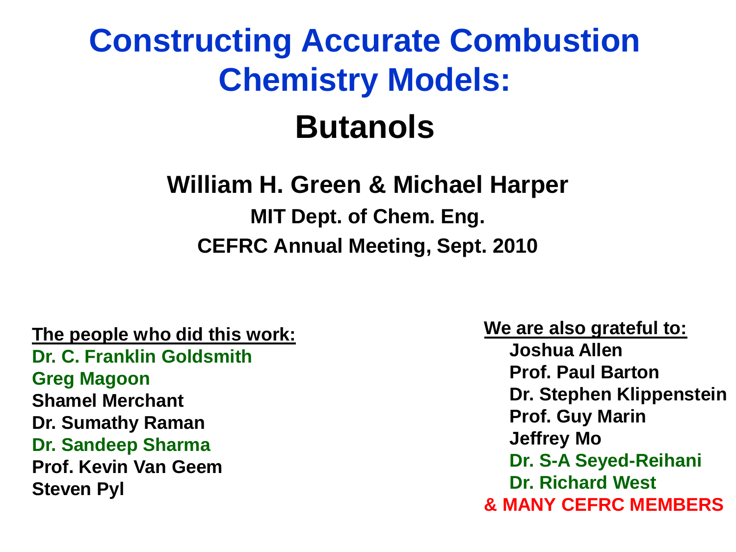# Constructing Accurate Combustion Chemistry Models:

## Butanols

**William H. Green & Michael Harper**

**MIT Dept. of Chem. Eng.**

**CEFRC Annual Meeting, Sept. 2010**

**The people who did this work:**

**Dr. C. Franklin Goldsmith**
**Greg Magoon**
**Shamel Merchant**
**Dr. Sumathy Raman**
**Dr. Sandeep Sharma**
**Prof. Kevin Van Geem**
**Steven Pyl**

**We are also grateful to:**

**Joshua Allen**
**Prof. Paul Barton**
**Dr. Stephen Klippenstein**
**Prof. Guy Marin**
**Jeffrey Mo**
**Dr. S-A Seyed-Reihani**
**Dr. Richard West**
**& MANY CEFRC MEMBERS**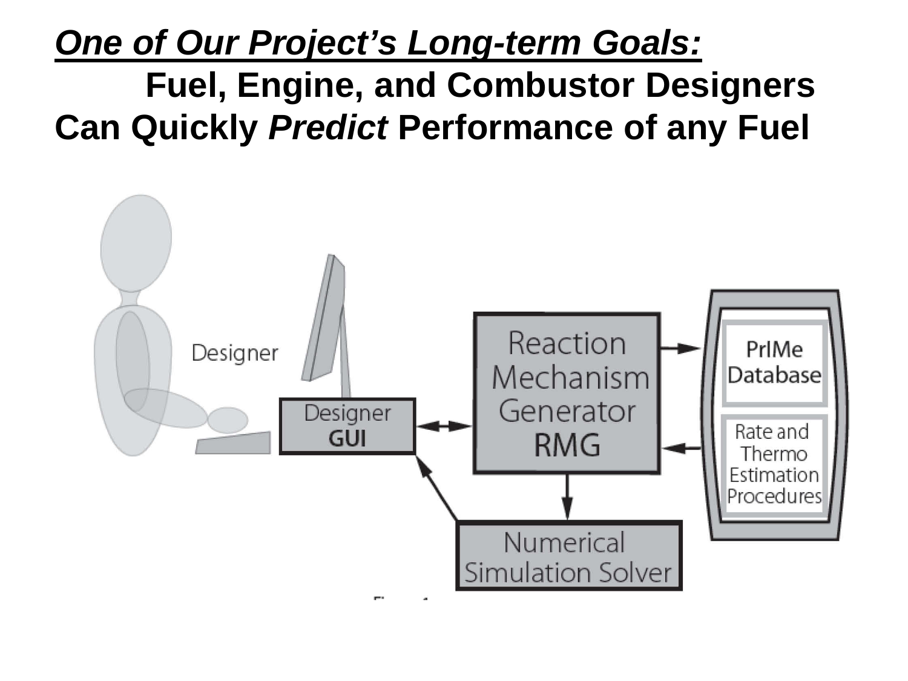***One of Our Project's Long-term Goals:***

**Fuel, Engine, and Combustor Designers Can Quickly *Predict* Performance of any Fuel**

Designer

Designer **GUI**

Reaction Mechanism Generator **RMG**

PrIMe Database

Rate and Thermo Estimation Procedures

Numerical Simulation Solver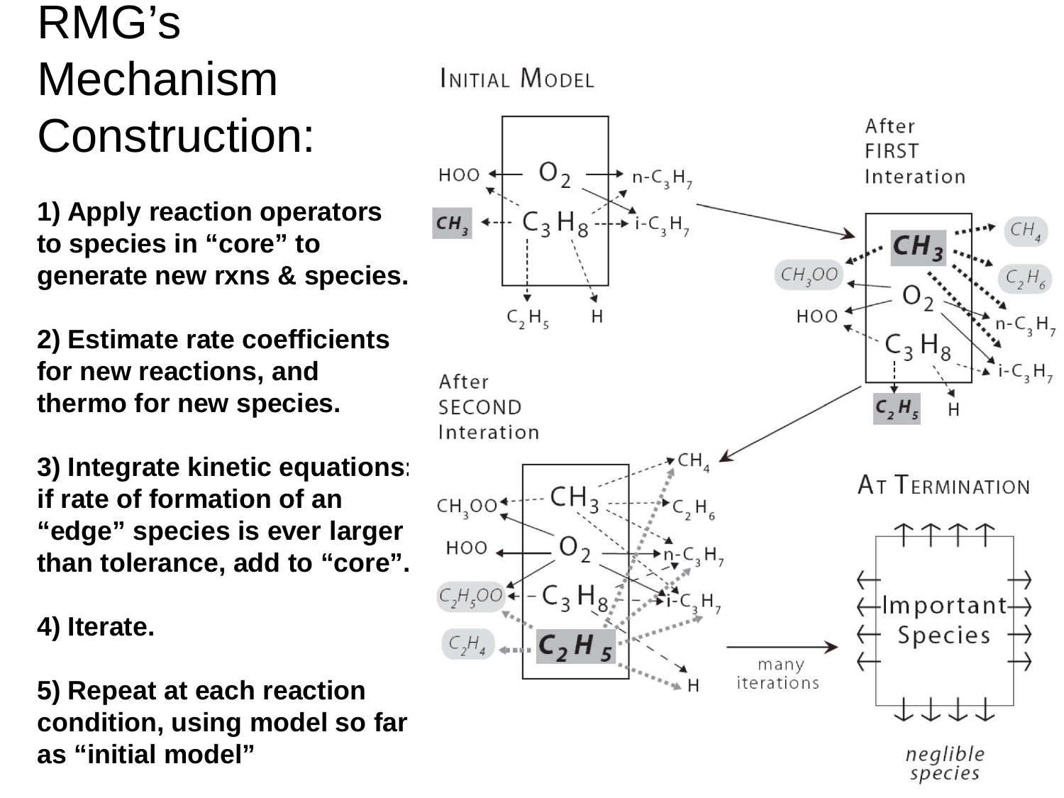# RMG's Mechanism Construction:

**1) Apply reaction operators to species in "core" to generate new rxns & species.**

**2) Estimate rate coefficients for new reactions, and thermo for new species.**

**3) Integrate kinetic equations: if rate of formation of an "edge" species is ever larger than tolerance, add to "core".**

**4) Iterate.**

**5) Repeat at each reaction condition, using model so far as "initial model"**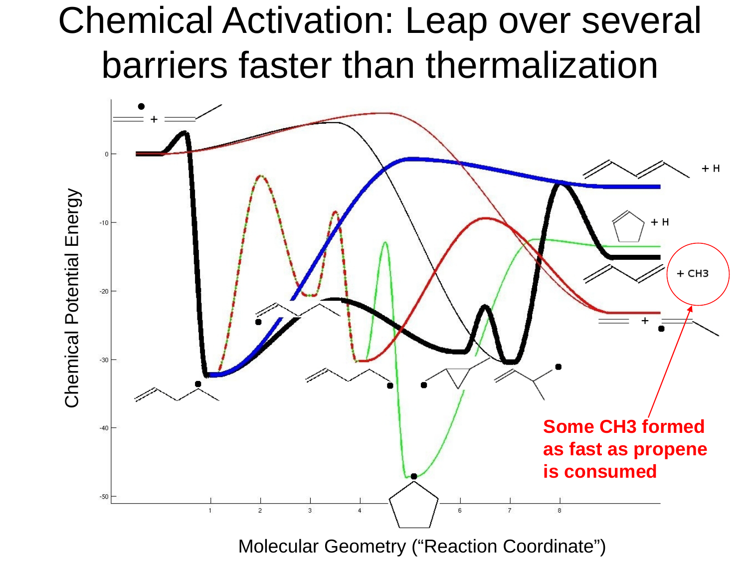# Chemical Activation: Leap over several barriers faster than thermalization

Chemical Potential Energy

0

-10

-20

-30

-40

-50

1 2 3 4 6 7 8

Molecular Geometry ("Reaction Coordinate")

+ H

+ H

+ CH3

+

**Some CH3 formed as fast as propene is consumed**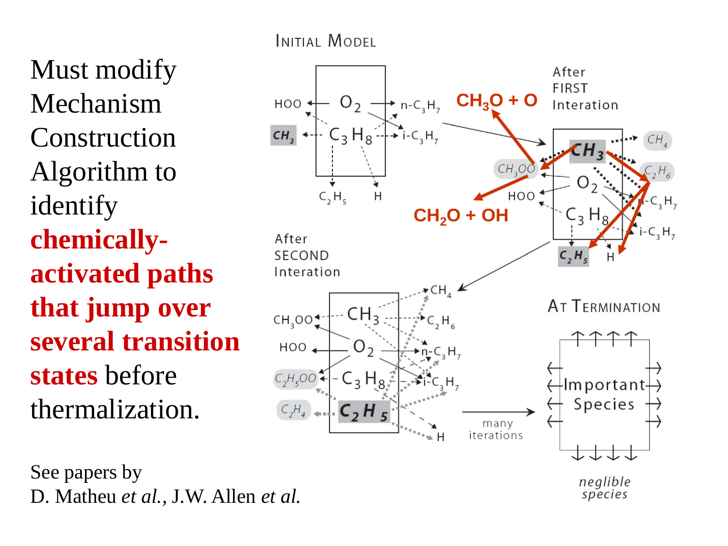Must modify Mechanism Construction Algorithm to identify **chemically-activated paths that jump over several transition states** before thermalization.

See papers by
D. Matheu *et al.*, J.W. Allen *et al.*

INITIAL MODEL

After FIRST Interation

After SECOND Interation

AT TERMINATION

$CH_3O + O$

$CH_2O + OH$

Important Species

many iterations

*neglible species*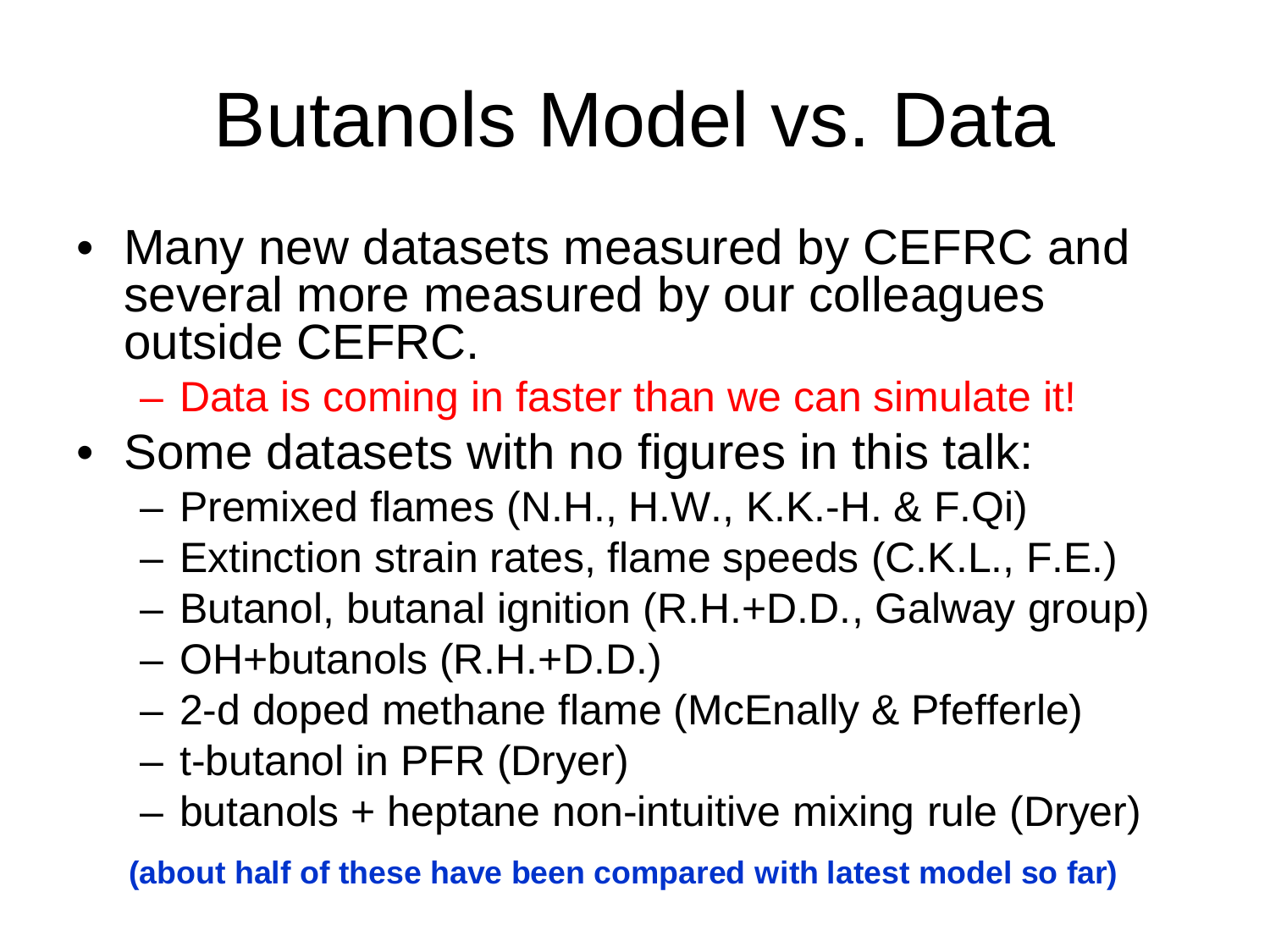# Butanols Model vs. Data

- Many new datasets measured by CEFRC and several more measured by our colleagues outside CEFRC.
  - Data is coming in faster than we can simulate it!
- Some datasets with no figures in this talk:
  - Premixed flames (N.H., H.W., K.K.-H. & F.Qi)
  - Extinction strain rates, flame speeds (C.K.L., F.E.)
  - Butanol, butanal ignition (R.H.+D.D., Galway group)
  - OH+butanols (R.H.+D.D.)
  - 2-d doped methane flame (McEnally & Pfefferle)
  - t-butanol in PFR (Dryer)
  - butanols + heptane non-intuitive mixing rule (Dryer)

**(about half of these have been compared with latest model so far)**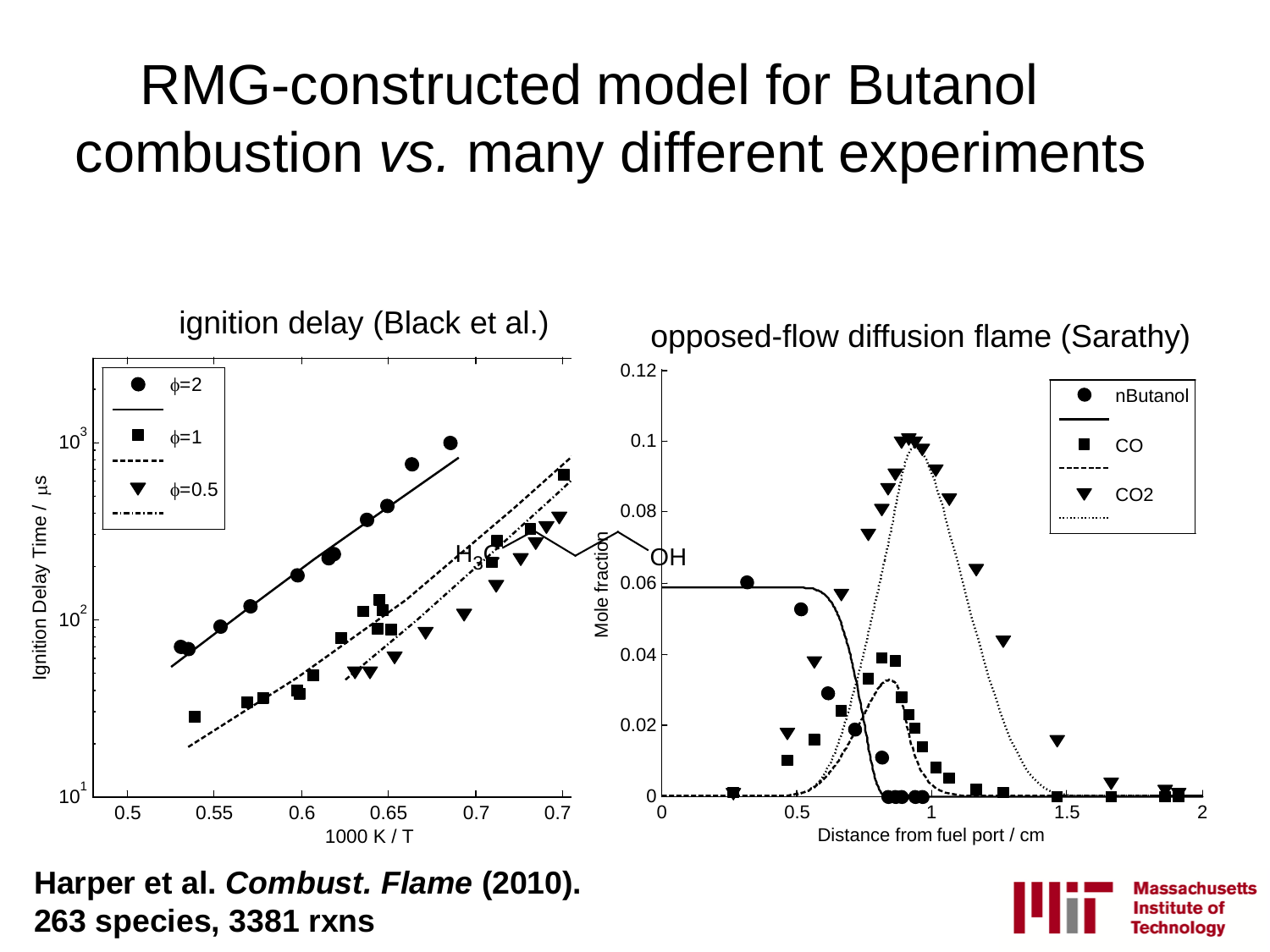# RMG-constructed model for Butanol combustion *vs.* many different experiments

ignition delay (Black et al.)

opposed-flow diffusion flame (Sarathy)

**Harper et al. *Combust. Flame* (2010).**
**263 species, 3381 rxns**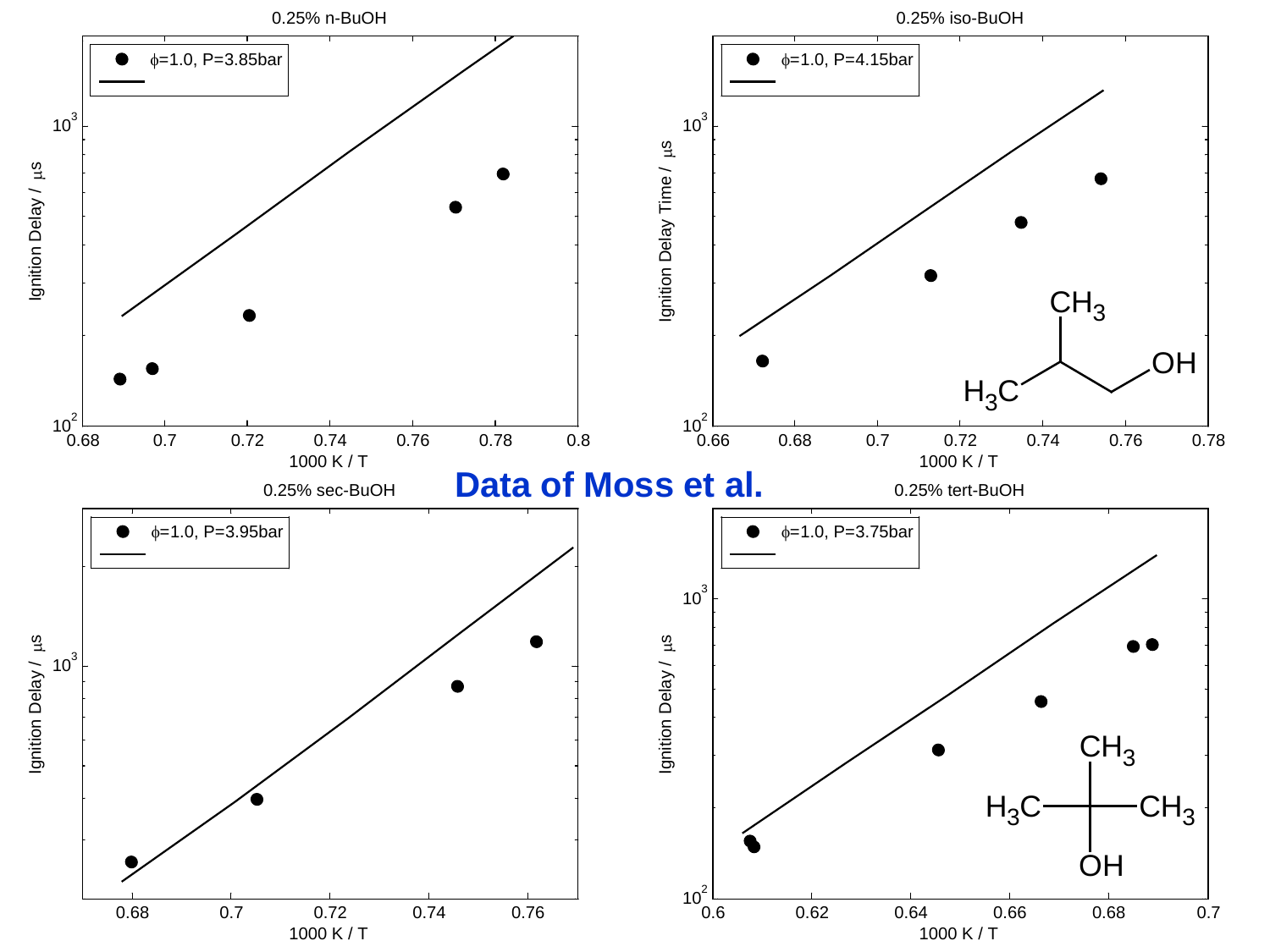**Data of Moss et al.**

0.25% n-BuOH

$\phi$=1.0, P=3.85bar

Ignition Delay / $\mu s$

1000 K / T

0.25% iso-BuOH

$\phi$=1.0, P=4.15bar

Ignition Delay Time / $\mu s$

1000 K / T

0.25% sec-BuOH

$\phi$=1.0, P=3.95bar

Ignition Delay / $\mu s$

1000 K / T

0.25% tert-BuOH

$\phi$=1.0, P=3.75bar

Ignition Delay / $\mu s$

1000 K / T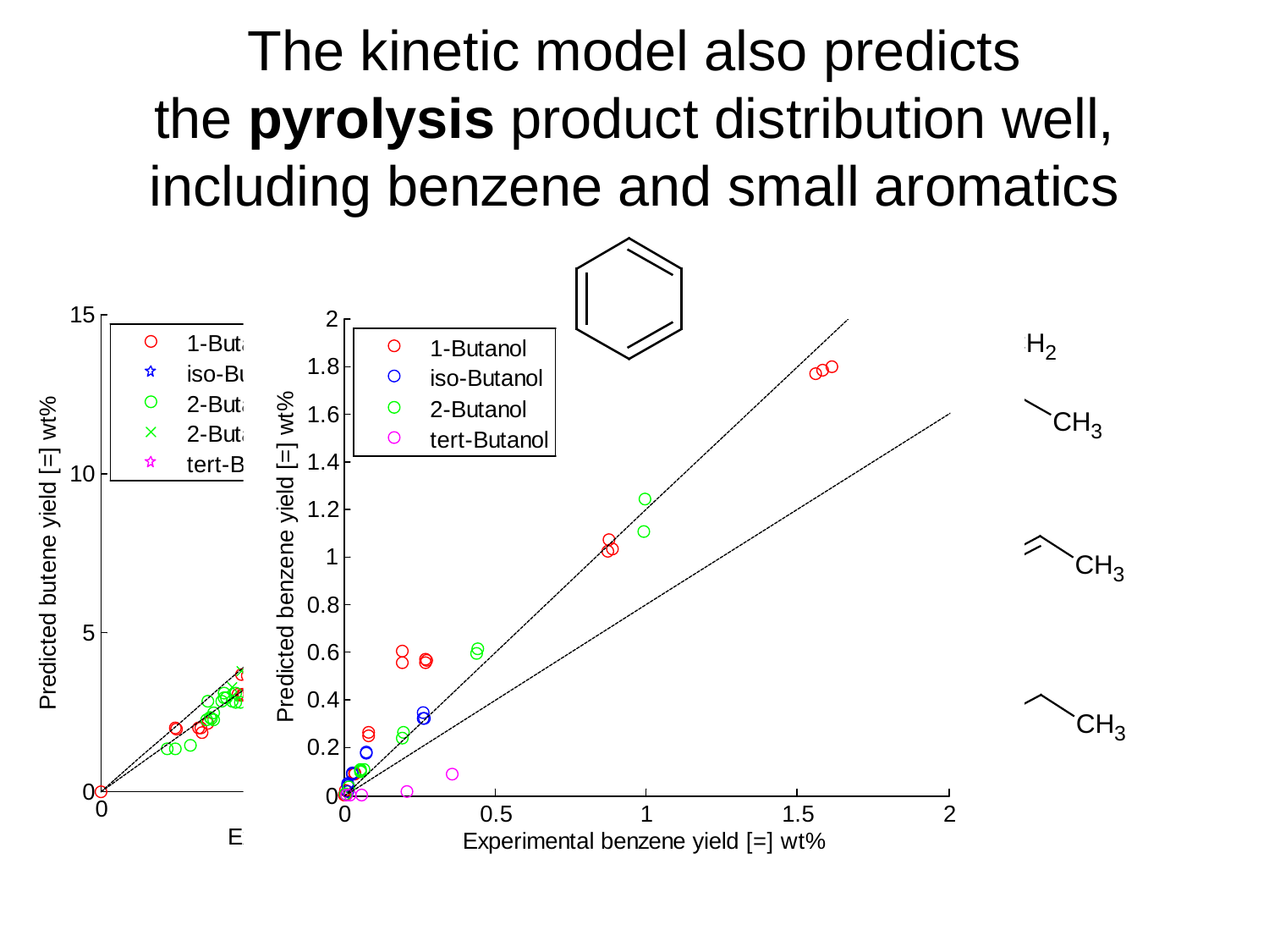# The kinetic model also predicts the **pyrolysis** product distribution well, including benzene and small aromatics

15

1-Buta

iso-Bu

2-Buta

2-Buta

tert-B

10

5

0

0

E

Predicted butene yield [=] wt%

2

1.8

1.6

1.4

1.2

1

0.8

0.6

0.4

0.2

0

1-Butanol

iso-Butanol

2-Butanol

tert-Butanol

Predicted benzene yield [=] wt%

0 0.5 1 1.5 2

Experimental benzene yield [=] wt%

$H_2$

$CH_3$

$CH_3$

$CH_3$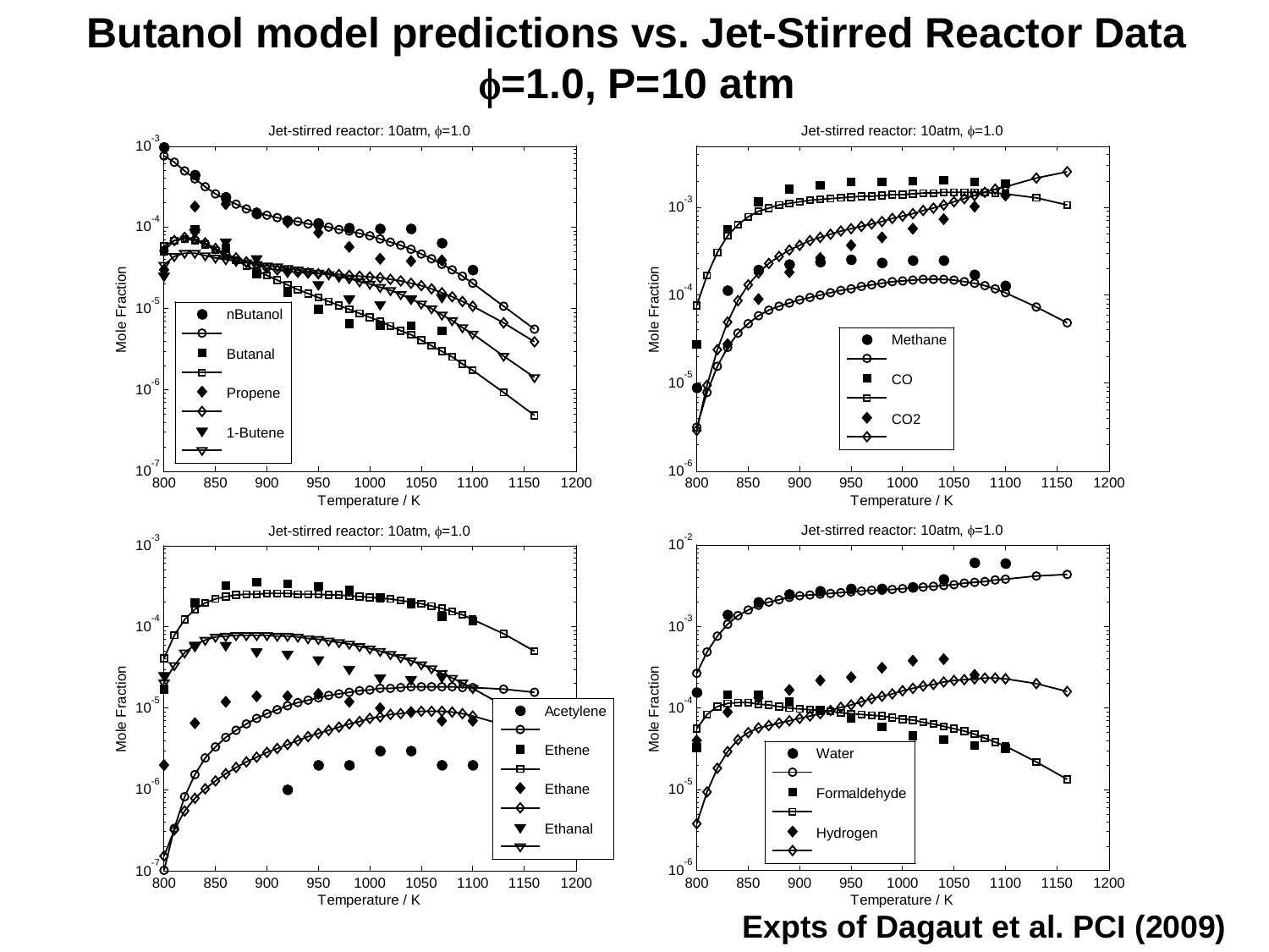# Butanol model predictions vs. Jet-Stirred Reactor Data $\phi$=1.0, P=10 atm

Jet-stirred reactor: 10atm, $\phi$=1.0

Legend: nButanol, Butanal, Propene, 1-Butene

Mole Fraction vs. Temperature / K

Jet-stirred reactor: 10atm, $\phi$=1.0

Legend: Methane, CO, CO2

Mole Fraction vs. Temperature / K

Jet-stirred reactor: 10atm, $\phi$=1.0

Legend: Acetylene, Ethene, Ethane, Ethanal

Mole Fraction vs. Temperature / K

Jet-stirred reactor: 10atm, $\phi$=1.0

Legend: Water, Formaldehyde, Hydrogen

Mole Fraction vs. Temperature / K

**Expts of Dagaut et al. PCI (2009)**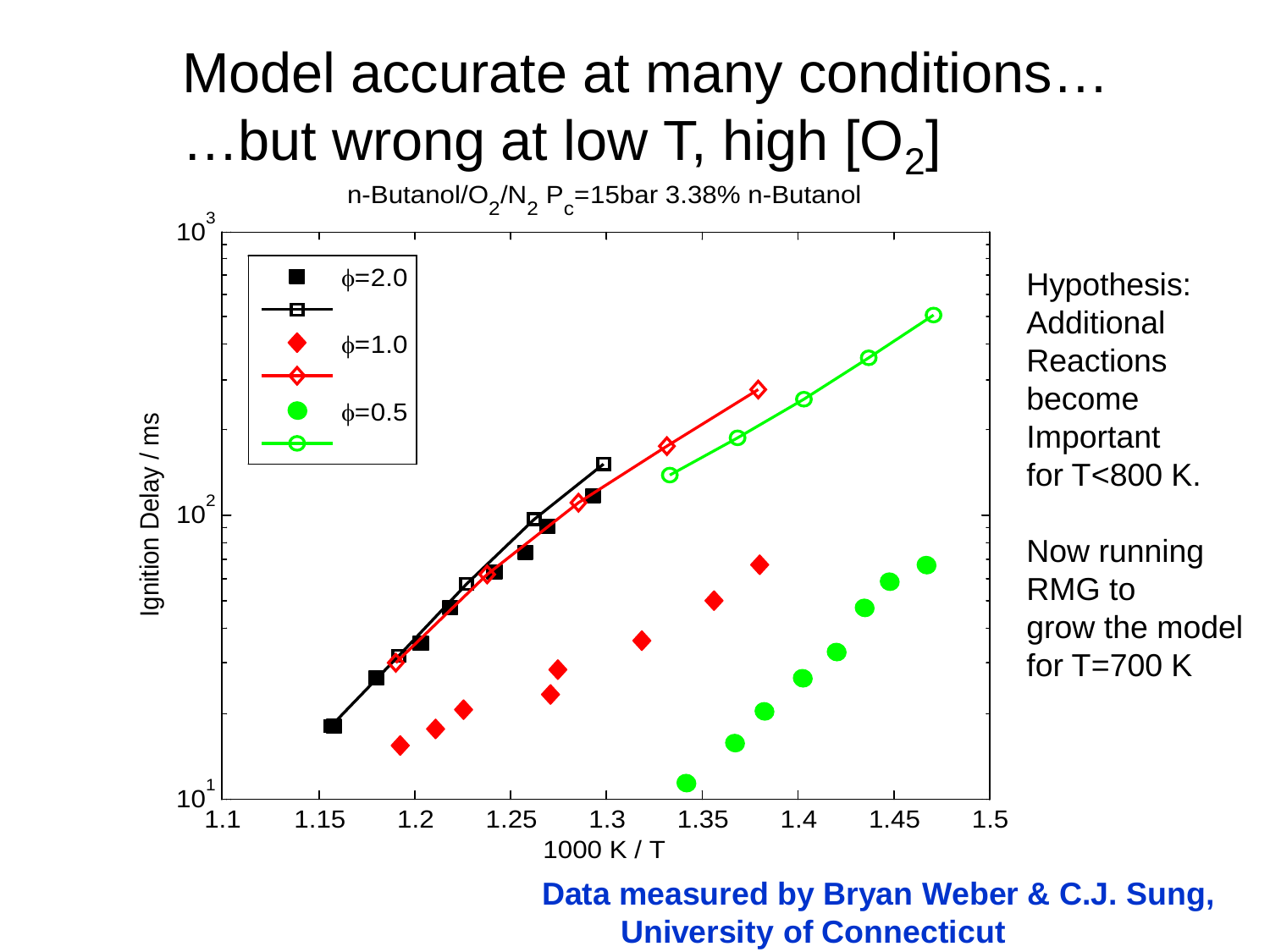# Model accurate at many conditions…
# …but wrong at low T, high $[O_2]$

n-Butanol/$O_2$/$N_2$ $P_c$=15bar 3.38% n-Butanol

Hypothesis: Additional Reactions become Important for T<800 K.

Now running RMG to grow the model for T=700 K

**Data measured by Bryan Weber & C.J. Sung, University of Connecticut**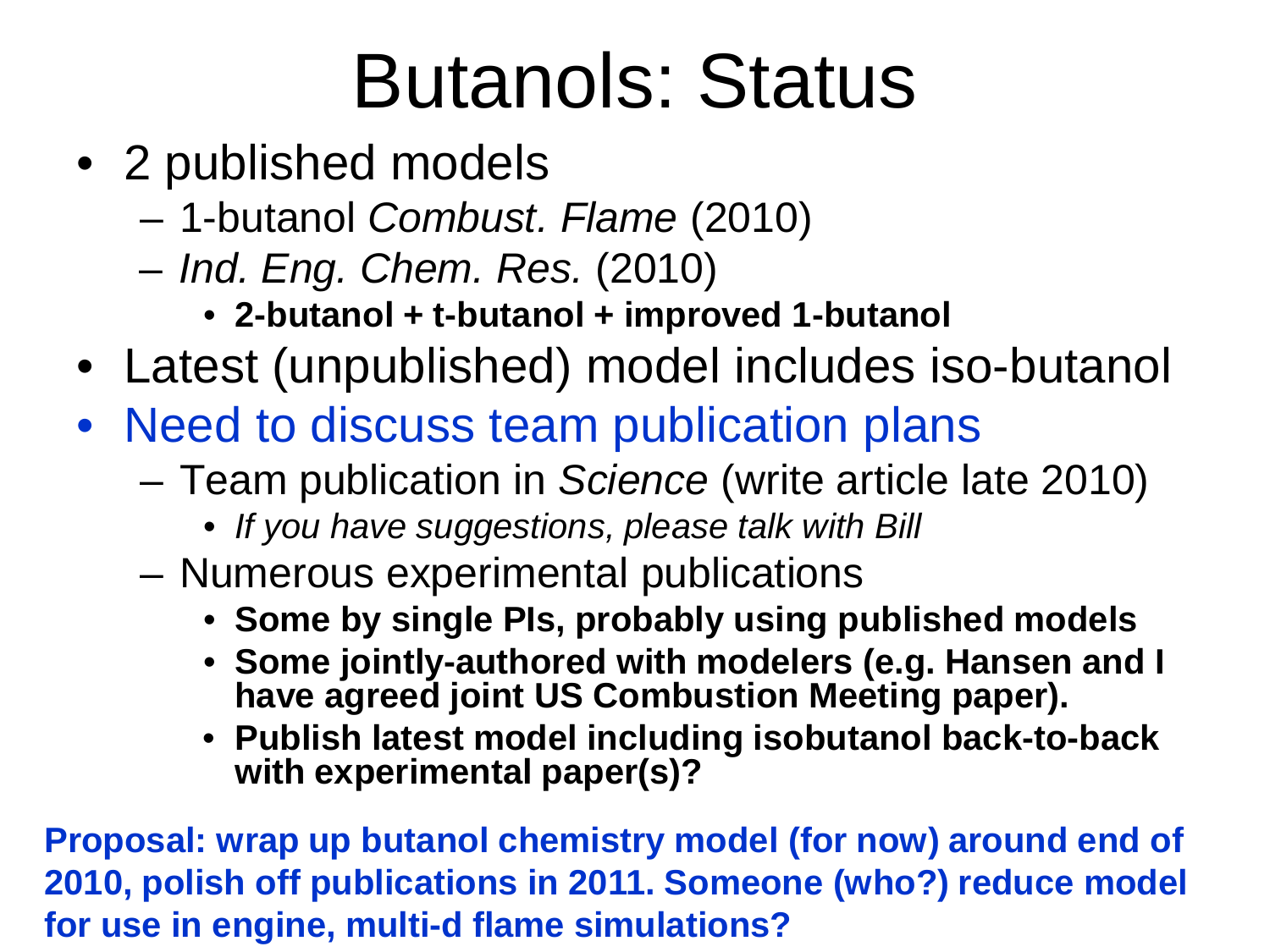# Butanols: Status

- 2 published models
  - 1-butanol *Combust. Flame* (2010)
  - *Ind. Eng. Chem. Res.* (2010)
    - **2-butanol + t-butanol + improved 1-butanol**
- Latest (unpublished) model includes iso-butanol
- Need to discuss team publication plans
  - Team publication in *Science* (write article late 2010)
    - *If you have suggestions, please talk with Bill*
  - Numerous experimental publications
    - **Some by single PIs, probably using published models**
    - **Some jointly-authored with modelers (e.g. Hansen and I have agreed joint US Combustion Meeting paper).**
    - **Publish latest model including isobutanol back-to-back with experimental paper(s)?**

**Proposal: wrap up butanol chemistry model (for now) around end of 2010, polish off publications in 2011. Someone (who?) reduce model for use in engine, multi-d flame simulations?**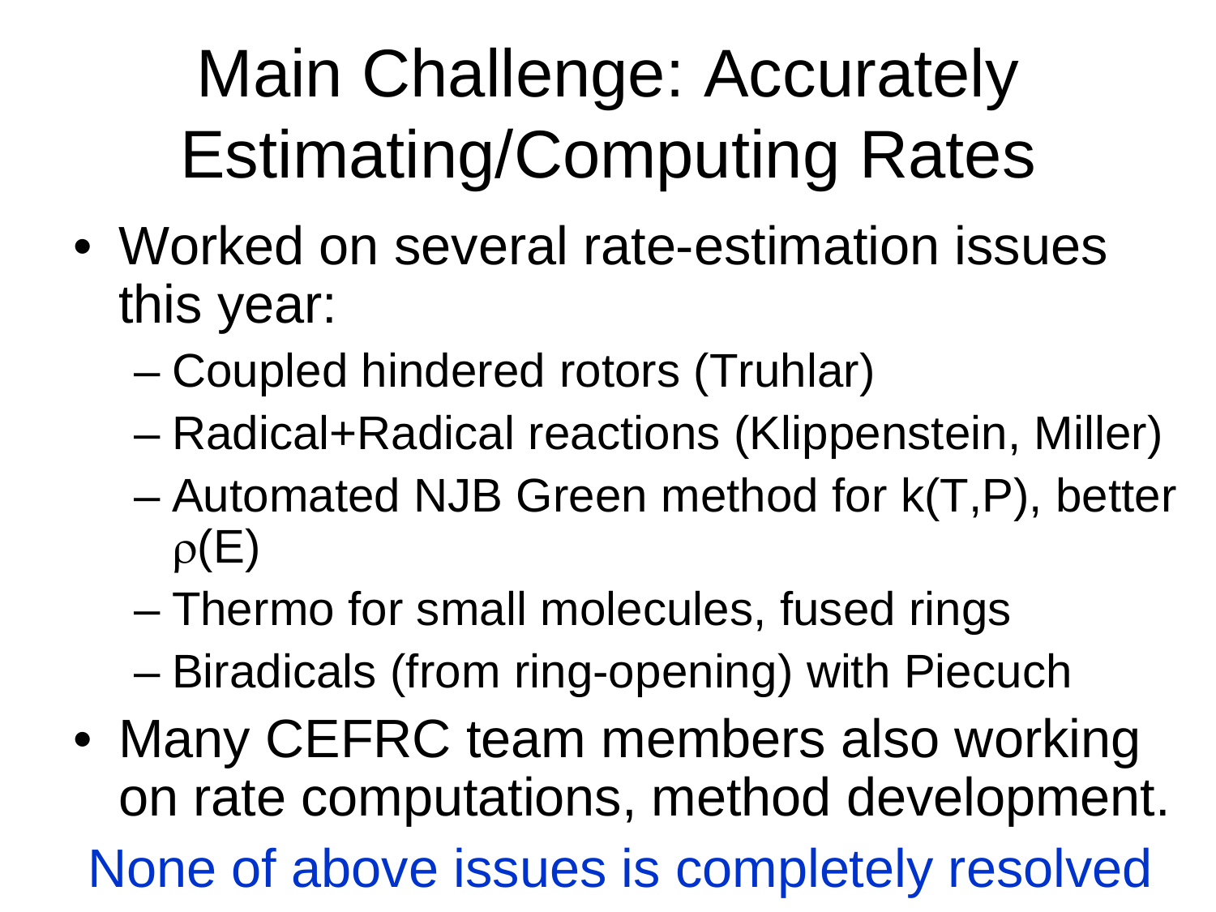# Main Challenge: Accurately Estimating/Computing Rates

- Worked on several rate-estimation issues this year:
  - Coupled hindered rotors (Truhlar)
  - Radical+Radical reactions (Klippenstein, Miller)
  - Automated NJB Green method for k(T,P), better $\rho(E)$
  - Thermo for small molecules, fused rings
  - Biradicals (from ring-opening) with Piecuch
- Many CEFRC team members also working on rate computations, method development.

None of above issues is completely resolved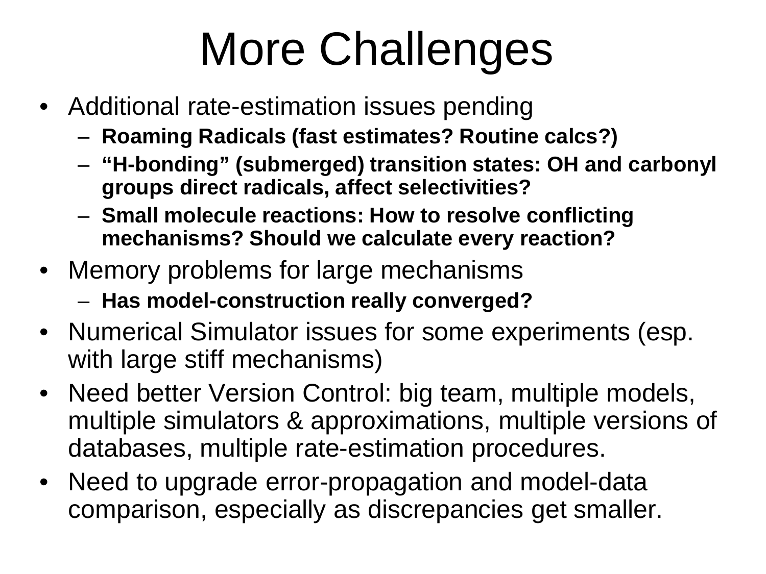# More Challenges

- Additional rate-estimation issues pending
  - **Roaming Radicals (fast estimates? Routine calcs?)**
  - **“H-bonding” (submerged) transition states: OH and carbonyl groups direct radicals, affect selectivities?**
  - **Small molecule reactions: How to resolve conflicting mechanisms? Should we calculate every reaction?**
- Memory problems for large mechanisms
  - **Has model-construction really converged?**
- Numerical Simulator issues for some experiments (esp. with large stiff mechanisms)
- Need better Version Control: big team, multiple models, multiple simulators & approximations, multiple versions of databases, multiple rate-estimation procedures.
- Need to upgrade error-propagation and model-data comparison, especially as discrepancies get smaller.